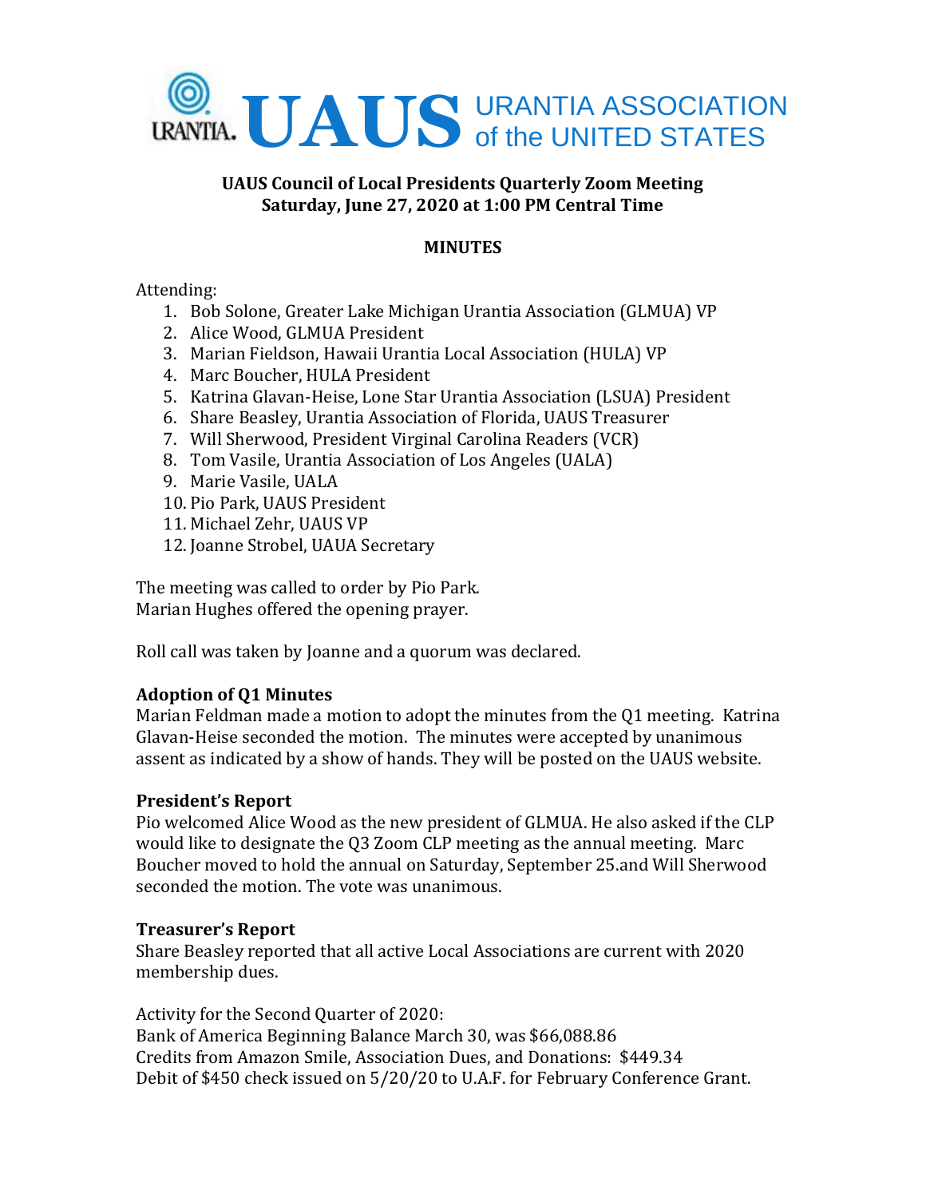# UAUS URANTIA ASSOCIATION of the UNITED STATES

**UAUS Council of Local Presidents Quarterly Zoom Meeting**
**Saturday, June 27, 2020 at 1:00 PM Central Time**

**MINUTES**

Attending:

1. Bob Solone, Greater Lake Michigan Urantia Association (GLMUA) VP
2. Alice Wood, GLMUA President
3. Marian Fieldson, Hawaii Urantia Local Association (HULA) VP
4. Marc Boucher, HULA President
5. Katrina Glavan-Heise, Lone Star Urantia Association (LSUA) President
6. Share Beasley, Urantia Association of Florida, UAUS Treasurer
7. Will Sherwood, President Virginal Carolina Readers (VCR)
8. Tom Vasile, Urantia Association of Los Angeles (UALA)
9. Marie Vasile, UALA
10. Pio Park, UAUS President
11. Michael Zehr, UAUS VP
12. Joanne Strobel, UAUA Secretary

The meeting was called to order by Pio Park.
Marian Hughes offered the opening prayer.

Roll call was taken by Joanne and a quorum was declared.

**Adoption of Q1 Minutes**
Marian Feldman made a motion to adopt the minutes from the Q1 meeting. Katrina Glavan-Heise seconded the motion. The minutes were accepted by unanimous assent as indicated by a show of hands. They will be posted on the UAUS website.

**President's Report**
Pio welcomed Alice Wood as the new president of GLMUA. He also asked if the CLP would like to designate the Q3 Zoom CLP meeting as the annual meeting. Marc Boucher moved to hold the annual on Saturday, September 25.and Will Sherwood seconded the motion. The vote was unanimous.

**Treasurer's Report**
Share Beasley reported that all active Local Associations are current with 2020 membership dues.

Activity for the Second Quarter of 2020:
Bank of America Beginning Balance March 30, was $66,088.86
Credits from Amazon Smile, Association Dues, and Donations: $449.34
Debit of $450 check issued on 5/20/20 to U.A.F. for February Conference Grant.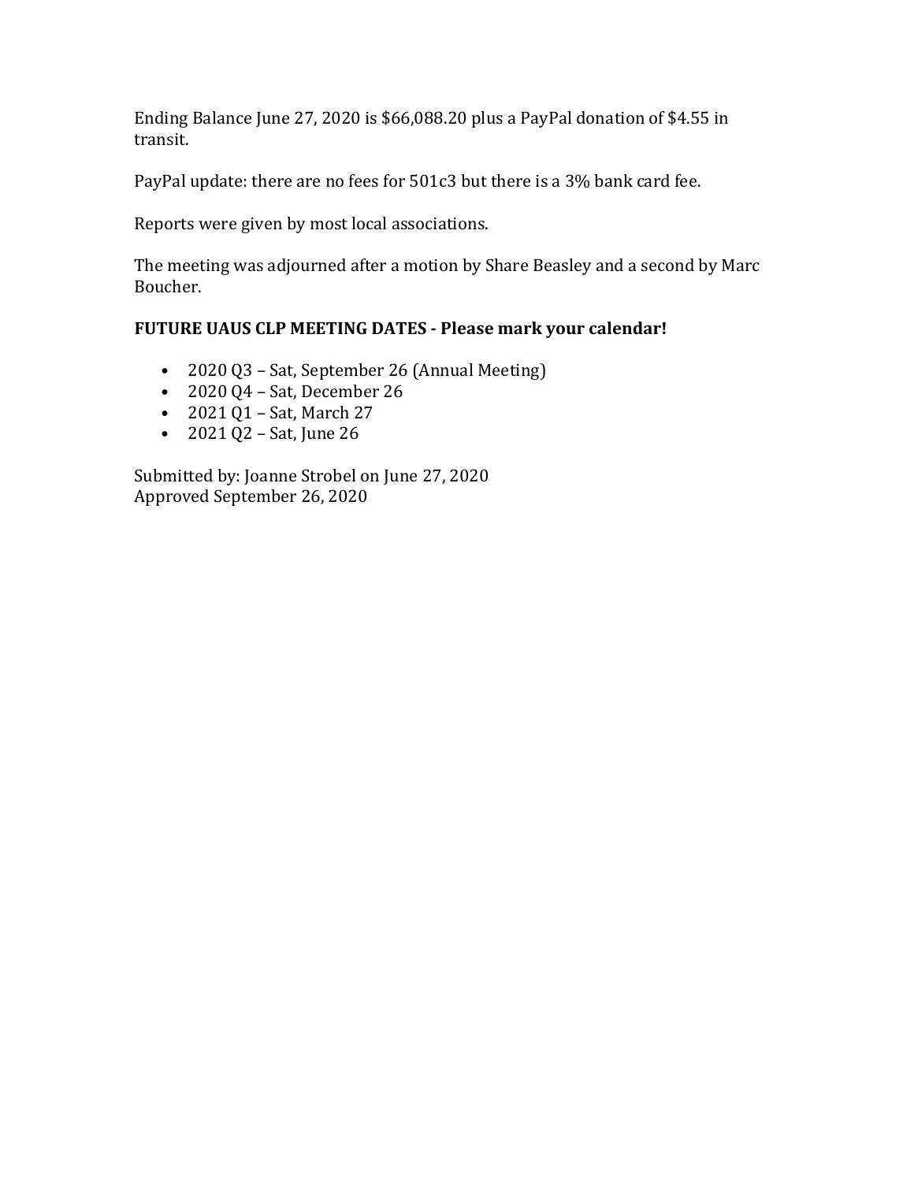Ending Balance June 27, 2020 is $66,088.20 plus a PayPal donation of $4.55 in transit.

PayPal update: there are no fees for 501c3 but there is a 3% bank card fee.

Reports were given by most local associations.

The meeting was adjourned after a motion by Share Beasley and a second by Marc Boucher.

**FUTURE UAUS CLP MEETING DATES - Please mark your calendar!**

- 2020 Q3 – Sat, September 26 (Annual Meeting)
- 2020 Q4 – Sat, December 26
- 2021 Q1 – Sat, March 27
- 2021 Q2 – Sat, June 26

Submitted by: Joanne Strobel on June 27, 2020
Approved September 26, 2020